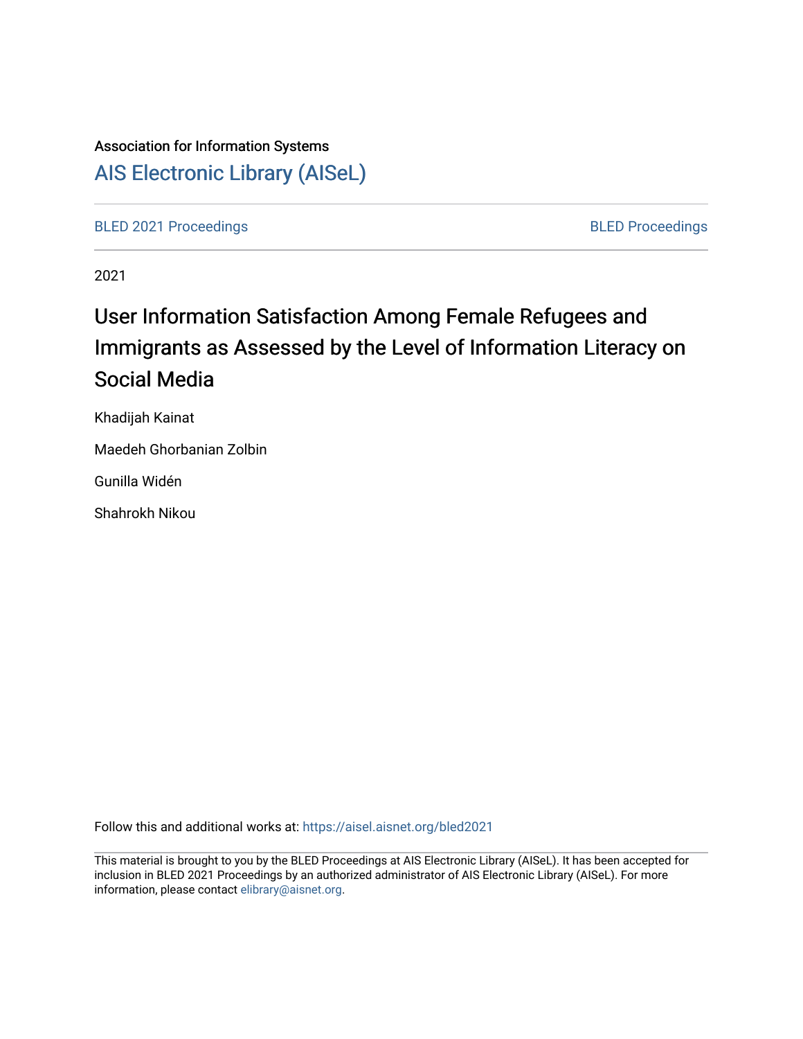Association for Information Systems

AIS Electronic Library (AISeL)

BLED 2021 Proceedings

BLED Proceedings

2021

# User Information Satisfaction Among Female Refugees and Immigrants as Assessed by the Level of Information Literacy on Social Media

Khadijah Kainat

Maedeh Ghorbanian Zolbin

Gunilla Widén

Shahrokh Nikou

Follow this and additional works at: https://aisel.aisnet.org/bled2021

This material is brought to you by the BLED Proceedings at AIS Electronic Library (AISeL). It has been accepted for inclusion in BLED 2021 Proceedings by an authorized administrator of AIS Electronic Library (AISeL). For more information, please contact elibrary@aisnet.org.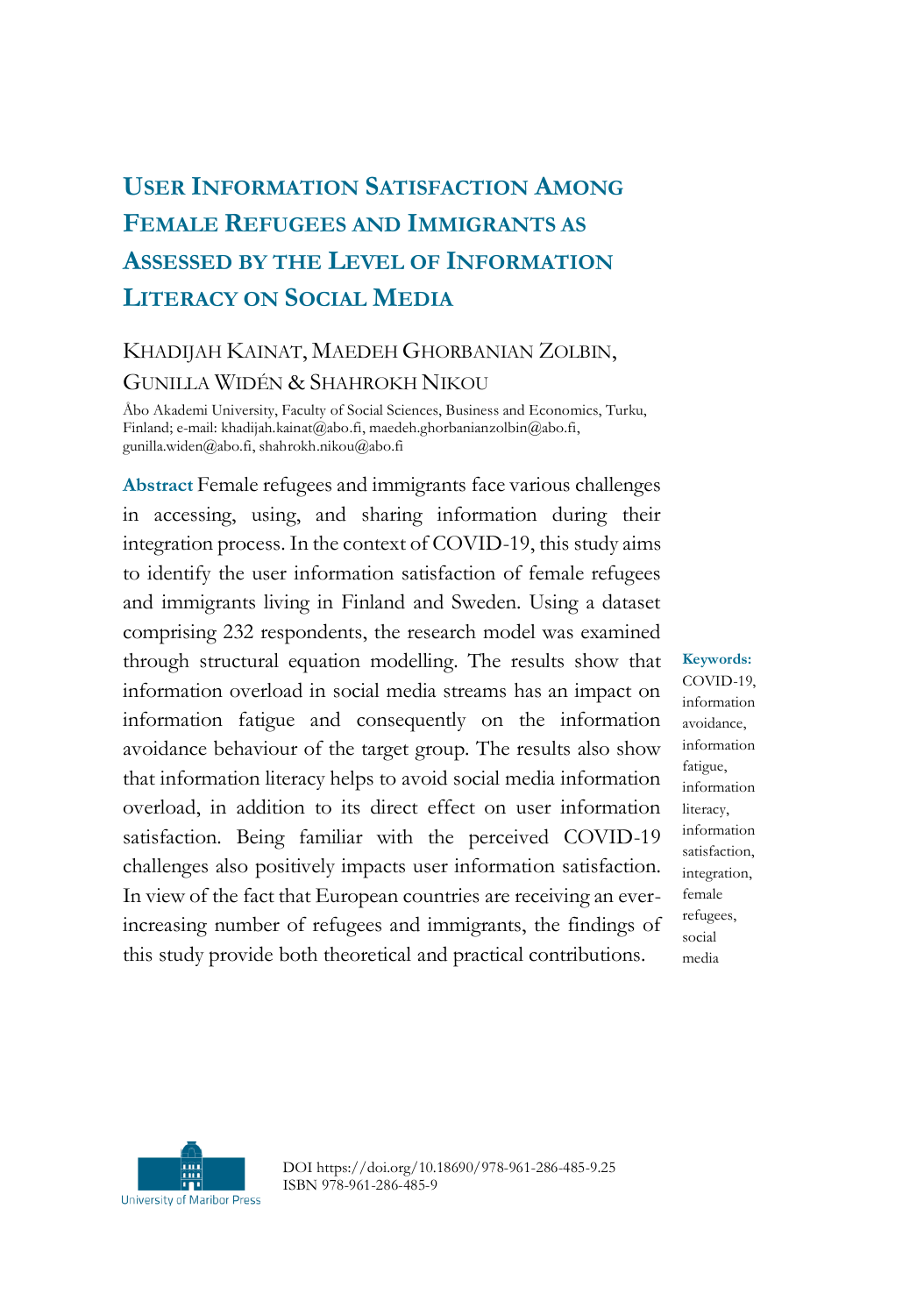# User Information Satisfaction Among Female Refugees and Immigrants as Assessed by the Level of Information Literacy on Social Media

KHADIJAH KAINAT, MAEDEH GHORBANIAN ZOLBIN, GUNILLA WIDÉN & SHAHROKH NIKOU

Åbo Akademi University, Faculty of Social Sciences, Business and Economics, Turku, Finland; e-mail: khadijah.kainat@abo.fi, maedeh.ghorbanianzolbin@abo.fi, gunilla.widen@abo.fi, shahrokh.nikou@abo.fi

**Abstract** Female refugees and immigrants face various challenges in accessing, using, and sharing information during their integration process. In the context of COVID-19, this study aims to identify the user information satisfaction of female refugees and immigrants living in Finland and Sweden. Using a dataset comprising 232 respondents, the research model was examined through structural equation modelling. The results show that information overload in social media streams has an impact on information fatigue and consequently on the information avoidance behaviour of the target group. The results also show that information literacy helps to avoid social media information overload, in addition to its direct effect on user information satisfaction. Being familiar with the perceived COVID-19 challenges also positively impacts user information satisfaction. In view of the fact that European countries are receiving an ever-increasing number of refugees and immigrants, the findings of this study provide both theoretical and practical contributions.

**Keywords:** COVID-19, information avoidance, information fatigue, information literacy, information satisfaction, integration, female refugees, social media

DOI https://doi.org/10.18690/978-961-286-485-9.25
ISBN 978-961-286-485-9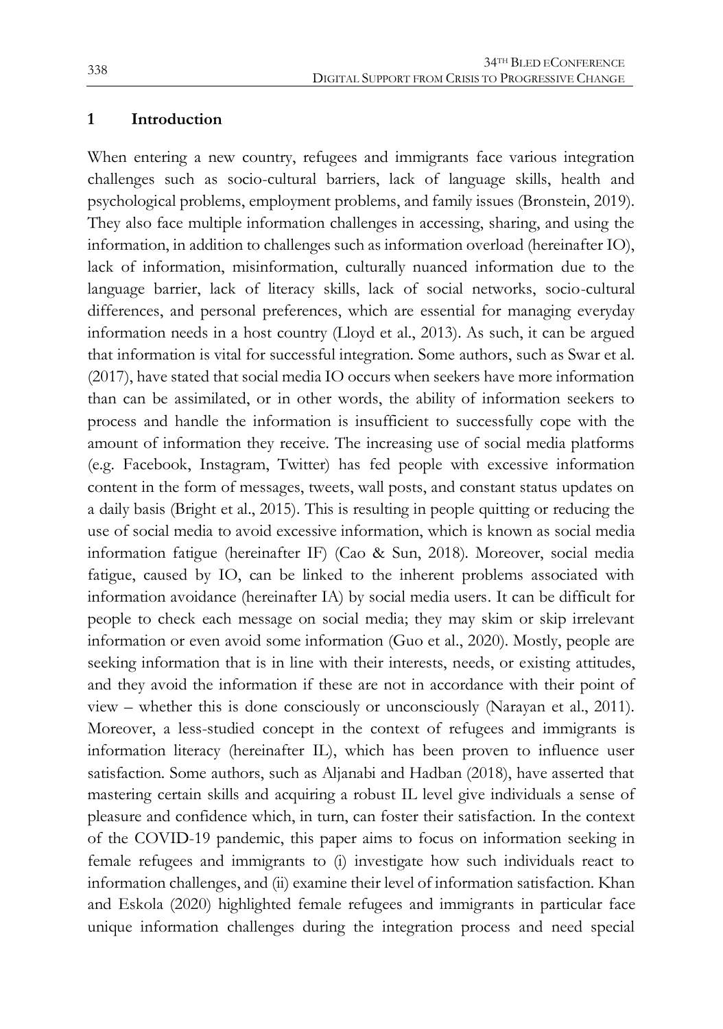## 1 Introduction

When entering a new country, refugees and immigrants face various integration challenges such as socio-cultural barriers, lack of language skills, health and psychological problems, employment problems, and family issues (Bronstein, 2019). They also face multiple information challenges in accessing, sharing, and using the information, in addition to challenges such as information overload (hereinafter IO), lack of information, misinformation, culturally nuanced information due to the language barrier, lack of literacy skills, lack of social networks, socio-cultural differences, and personal preferences, which are essential for managing everyday information needs in a host country (Lloyd et al., 2013). As such, it can be argued that information is vital for successful integration. Some authors, such as Swar et al. (2017), have stated that social media IO occurs when seekers have more information than can be assimilated, or in other words, the ability of information seekers to process and handle the information is insufficient to successfully cope with the amount of information they receive. The increasing use of social media platforms (e.g. Facebook, Instagram, Twitter) has fed people with excessive information content in the form of messages, tweets, wall posts, and constant status updates on a daily basis (Bright et al., 2015). This is resulting in people quitting or reducing the use of social media to avoid excessive information, which is known as social media information fatigue (hereinafter IF) (Cao & Sun, 2018). Moreover, social media fatigue, caused by IO, can be linked to the inherent problems associated with information avoidance (hereinafter IA) by social media users. It can be difficult for people to check each message on social media; they may skim or skip irrelevant information or even avoid some information (Guo et al., 2020). Mostly, people are seeking information that is in line with their interests, needs, or existing attitudes, and they avoid the information if these are not in accordance with their point of view – whether this is done consciously or unconsciously (Narayan et al., 2011). Moreover, a less-studied concept in the context of refugees and immigrants is information literacy (hereinafter IL), which has been proven to influence user satisfaction. Some authors, such as Aljanabi and Hadban (2018), have asserted that mastering certain skills and acquiring a robust IL level give individuals a sense of pleasure and confidence which, in turn, can foster their satisfaction. In the context of the COVID-19 pandemic, this paper aims to focus on information seeking in female refugees and immigrants to (i) investigate how such individuals react to information challenges, and (ii) examine their level of information satisfaction. Khan and Eskola (2020) highlighted female refugees and immigrants in particular face unique information challenges during the integration process and need special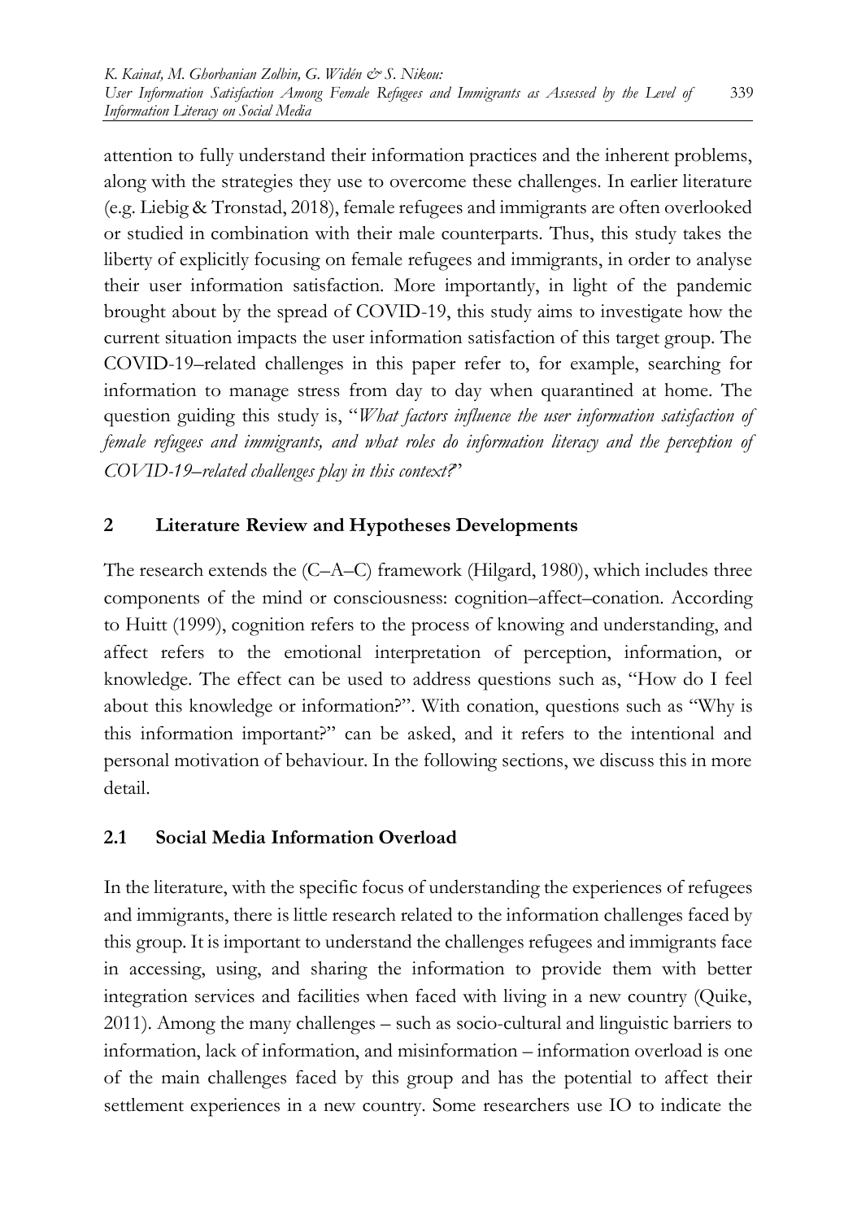attention to fully understand their information practices and the inherent problems, along with the strategies they use to overcome these challenges. In earlier literature (e.g. Liebig & Tronstad, 2018), female refugees and immigrants are often overlooked or studied in combination with their male counterparts. Thus, this study takes the liberty of explicitly focusing on female refugees and immigrants, in order to analyse their user information satisfaction. More importantly, in light of the pandemic brought about by the spread of COVID-19, this study aims to investigate how the current situation impacts the user information satisfaction of this target group. The COVID-19–related challenges in this paper refer to, for example, searching for information to manage stress from day to day when quarantined at home. The question guiding this study is, "*What factors influence the user information satisfaction of female refugees and immigrants, and what roles do information literacy and the perception of COVID-19–related challenges play in this context?*"

## 2 Literature Review and Hypotheses Developments

The research extends the (C–A–C) framework (Hilgard, 1980), which includes three components of the mind or consciousness: cognition–affect–conation. According to Huitt (1999), cognition refers to the process of knowing and understanding, and affect refers to the emotional interpretation of perception, information, or knowledge. The effect can be used to address questions such as, "How do I feel about this knowledge or information?". With conation, questions such as "Why is this information important?" can be asked, and it refers to the intentional and personal motivation of behaviour. In the following sections, we discuss this in more detail.

### 2.1 Social Media Information Overload

In the literature, with the specific focus of understanding the experiences of refugees and immigrants, there is little research related to the information challenges faced by this group. It is important to understand the challenges refugees and immigrants face in accessing, using, and sharing the information to provide them with better integration services and facilities when faced with living in a new country (Quike, 2011). Among the many challenges – such as socio-cultural and linguistic barriers to information, lack of information, and misinformation – information overload is one of the main challenges faced by this group and has the potential to affect their settlement experiences in a new country. Some researchers use IO to indicate the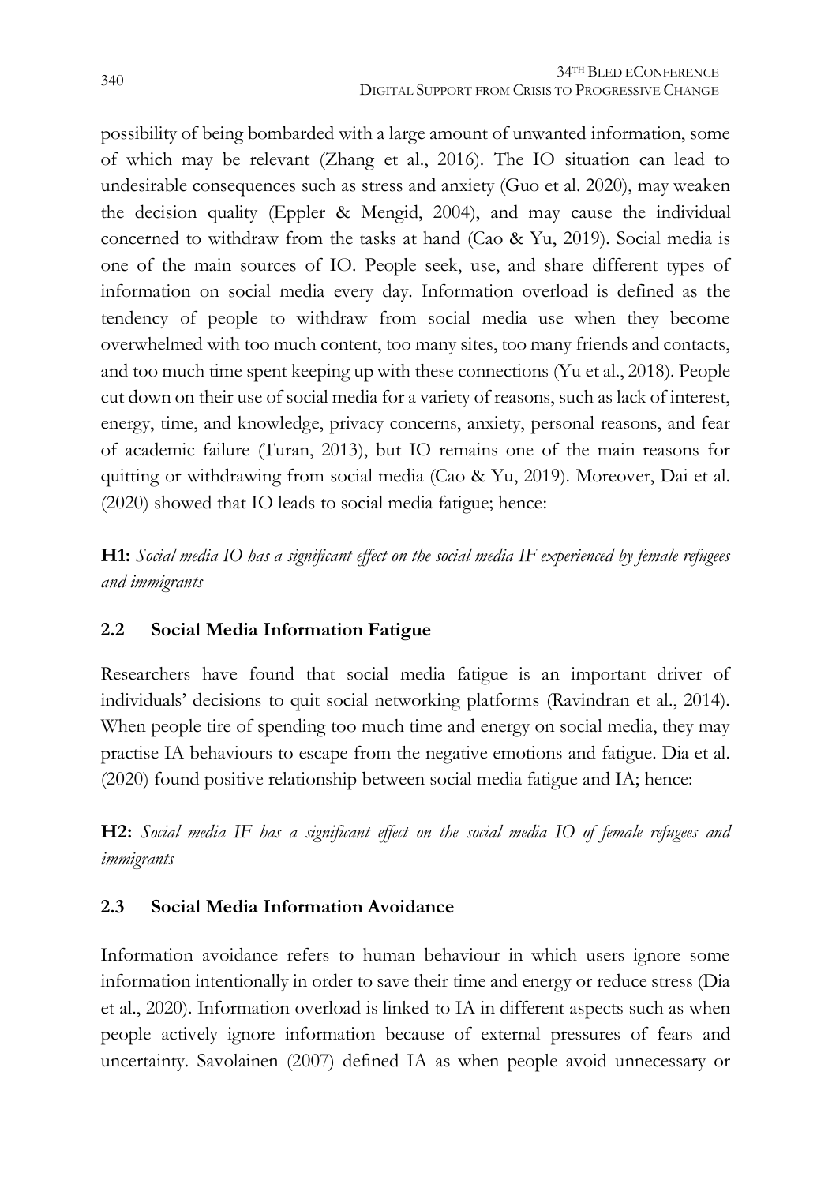possibility of being bombarded with a large amount of unwanted information, some of which may be relevant (Zhang et al., 2016). The IO situation can lead to undesirable consequences such as stress and anxiety (Guo et al. 2020), may weaken the decision quality (Eppler & Mengid, 2004), and may cause the individual concerned to withdraw from the tasks at hand (Cao & Yu, 2019). Social media is one of the main sources of IO. People seek, use, and share different types of information on social media every day. Information overload is defined as the tendency of people to withdraw from social media use when they become overwhelmed with too much content, too many sites, too many friends and contacts, and too much time spent keeping up with these connections (Yu et al., 2018). People cut down on their use of social media for a variety of reasons, such as lack of interest, energy, time, and knowledge, privacy concerns, anxiety, personal reasons, and fear of academic failure (Turan, 2013), but IO remains one of the main reasons for quitting or withdrawing from social media (Cao & Yu, 2019). Moreover, Dai et al. (2020) showed that IO leads to social media fatigue; hence:

**H1:** *Social media IO has a significant effect on the social media IF experienced by female refugees and immigrants*

## 2.2 Social Media Information Fatigue

Researchers have found that social media fatigue is an important driver of individuals' decisions to quit social networking platforms (Ravindran et al., 2014). When people tire of spending too much time and energy on social media, they may practise IA behaviours to escape from the negative emotions and fatigue. Dia et al. (2020) found positive relationship between social media fatigue and IA; hence:

**H2:** *Social media IF has a significant effect on the social media IO of female refugees and immigrants*

## 2.3 Social Media Information Avoidance

Information avoidance refers to human behaviour in which users ignore some information intentionally in order to save their time and energy or reduce stress (Dia et al., 2020). Information overload is linked to IA in different aspects such as when people actively ignore information because of external pressures of fears and uncertainty. Savolainen (2007) defined IA as when people avoid unnecessary or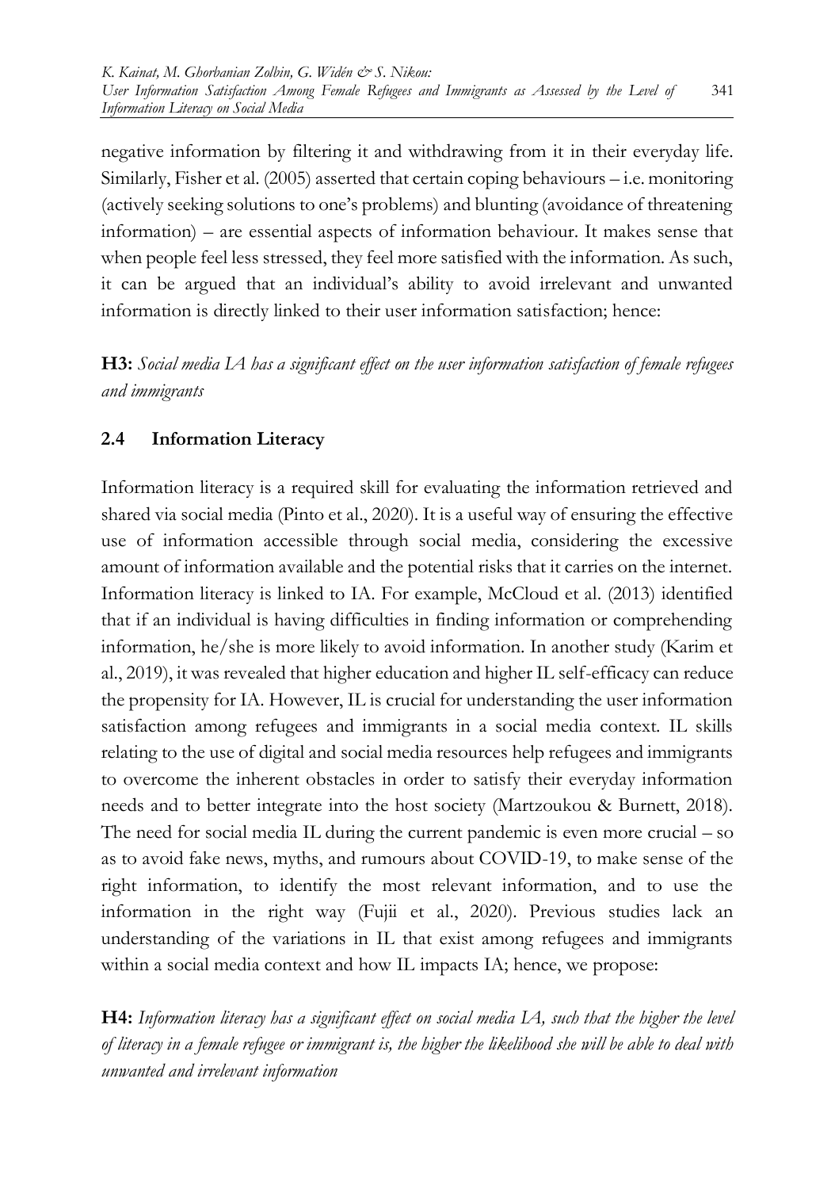negative information by filtering it and withdrawing from it in their everyday life. Similarly, Fisher et al. (2005) asserted that certain coping behaviours – i.e. monitoring (actively seeking solutions to one's problems) and blunting (avoidance of threatening information) – are essential aspects of information behaviour. It makes sense that when people feel less stressed, they feel more satisfied with the information. As such, it can be argued that an individual's ability to avoid irrelevant and unwanted information is directly linked to their user information satisfaction; hence:

**H3:** *Social media IA has a significant effect on the user information satisfaction of female refugees and immigrants*

### 2.4 Information Literacy

Information literacy is a required skill for evaluating the information retrieved and shared via social media (Pinto et al., 2020). It is a useful way of ensuring the effective use of information accessible through social media, considering the excessive amount of information available and the potential risks that it carries on the internet. Information literacy is linked to IA. For example, McCloud et al. (2013) identified that if an individual is having difficulties in finding information or comprehending information, he/she is more likely to avoid information. In another study (Karim et al., 2019), it was revealed that higher education and higher IL self-efficacy can reduce the propensity for IA. However, IL is crucial for understanding the user information satisfaction among refugees and immigrants in a social media context. IL skills relating to the use of digital and social media resources help refugees and immigrants to overcome the inherent obstacles in order to satisfy their everyday information needs and to better integrate into the host society (Martzoukou & Burnett, 2018). The need for social media IL during the current pandemic is even more crucial – so as to avoid fake news, myths, and rumours about COVID-19, to make sense of the right information, to identify the most relevant information, and to use the information in the right way (Fujii et al., 2020). Previous studies lack an understanding of the variations in IL that exist among refugees and immigrants within a social media context and how IL impacts IA; hence, we propose:

**H4:** *Information literacy has a significant effect on social media IA, such that the higher the level of literacy in a female refugee or immigrant is, the higher the likelihood she will be able to deal with unwanted and irrelevant information*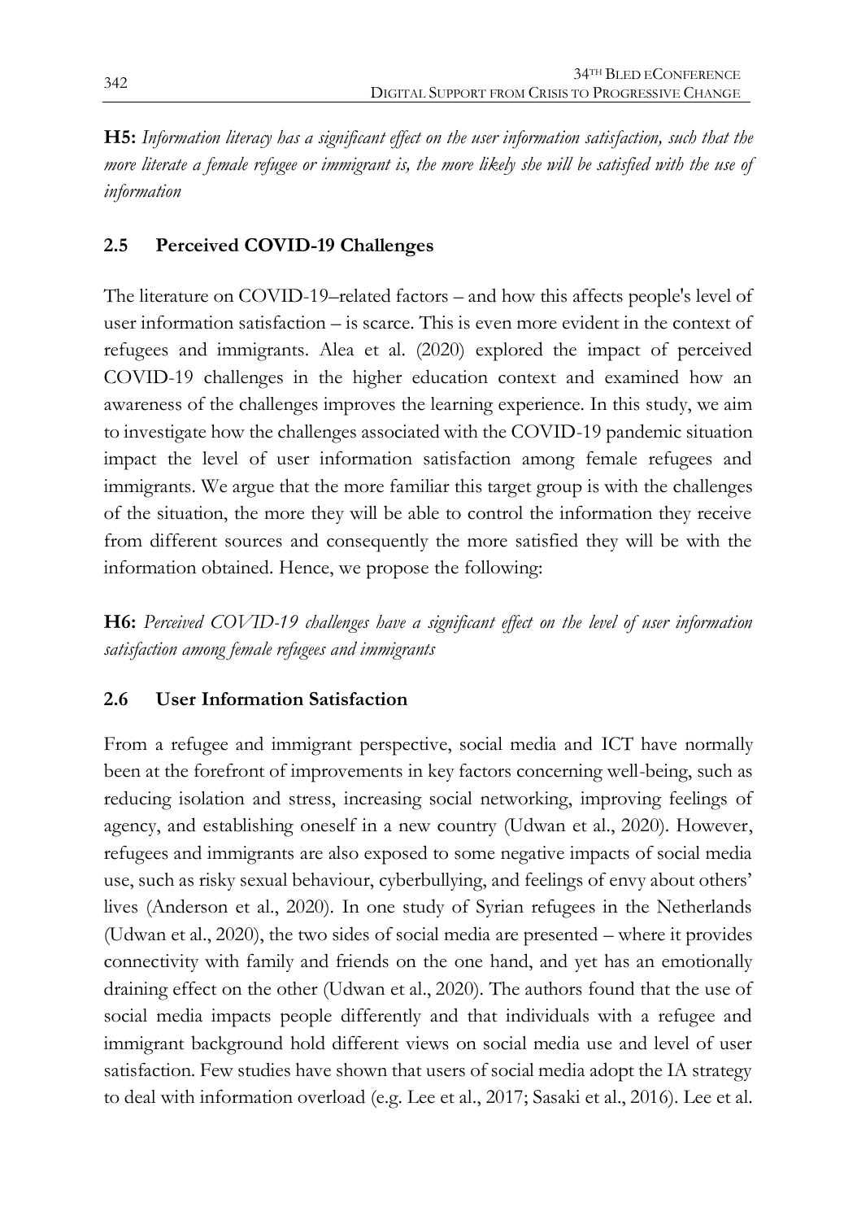**H5:** *Information literacy has a significant effect on the user information satisfaction, such that the more literate a female refugee or immigrant is, the more likely she will be satisfied with the use of information*

## 2.5 Perceived COVID-19 Challenges

The literature on COVID-19–related factors – and how this affects people's level of user information satisfaction – is scarce. This is even more evident in the context of refugees and immigrants. Alea et al. (2020) explored the impact of perceived COVID-19 challenges in the higher education context and examined how an awareness of the challenges improves the learning experience. In this study, we aim to investigate how the challenges associated with the COVID-19 pandemic situation impact the level of user information satisfaction among female refugees and immigrants. We argue that the more familiar this target group is with the challenges of the situation, the more they will be able to control the information they receive from different sources and consequently the more satisfied they will be with the information obtained. Hence, we propose the following:

**H6:** *Perceived COVID-19 challenges have a significant effect on the level of user information satisfaction among female refugees and immigrants*

## 2.6 User Information Satisfaction

From a refugee and immigrant perspective, social media and ICT have normally been at the forefront of improvements in key factors concerning well-being, such as reducing isolation and stress, increasing social networking, improving feelings of agency, and establishing oneself in a new country (Udwan et al., 2020). However, refugees and immigrants are also exposed to some negative impacts of social media use, such as risky sexual behaviour, cyberbullying, and feelings of envy about others' lives (Anderson et al., 2020). In one study of Syrian refugees in the Netherlands (Udwan et al., 2020), the two sides of social media are presented – where it provides connectivity with family and friends on the one hand, and yet has an emotionally draining effect on the other (Udwan et al., 2020). The authors found that the use of social media impacts people differently and that individuals with a refugee and immigrant background hold different views on social media use and level of user satisfaction. Few studies have shown that users of social media adopt the IA strategy to deal with information overload (e.g. Lee et al., 2017; Sasaki et al., 2016). Lee et al.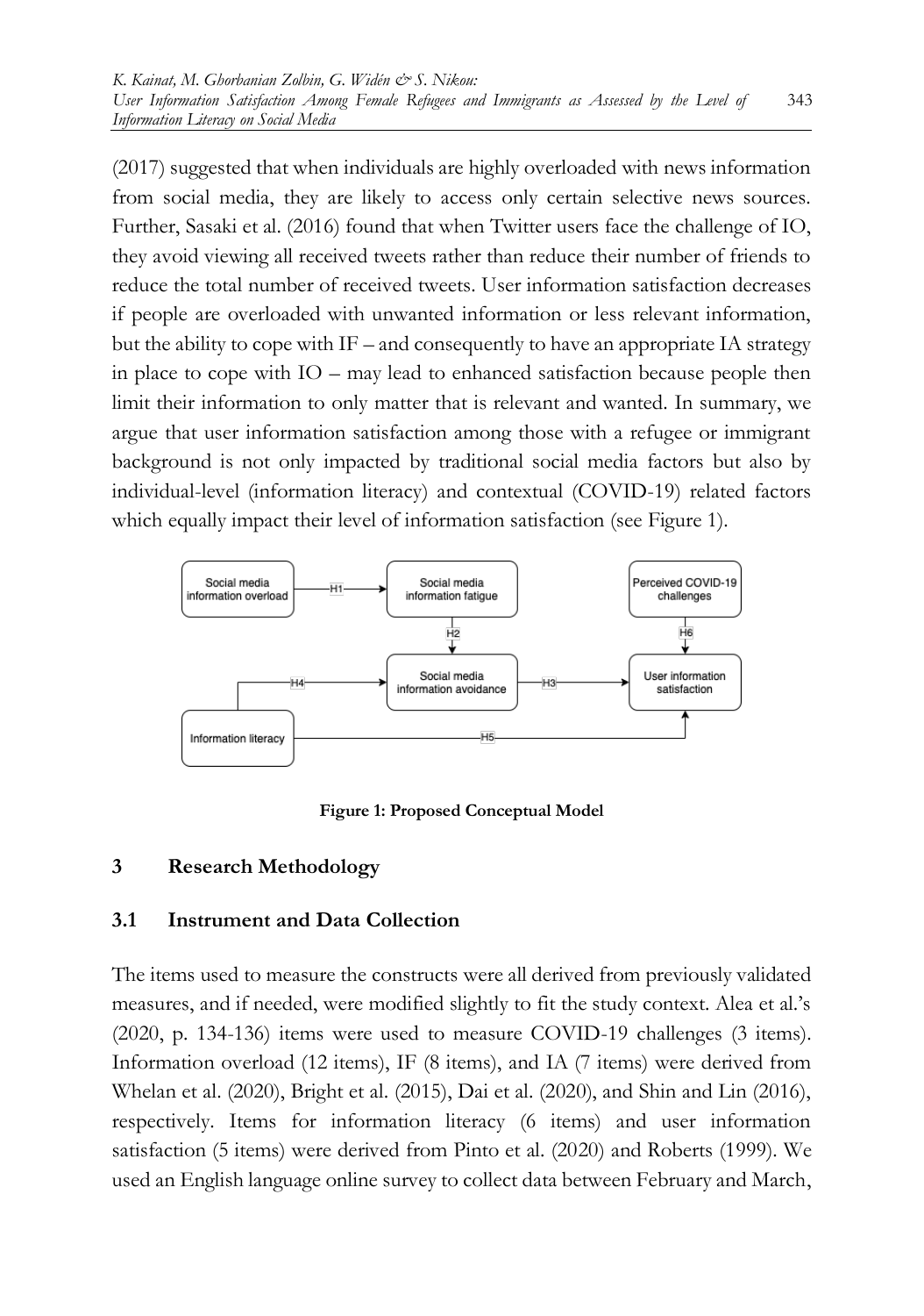(2017) suggested that when individuals are highly overloaded with news information from social media, they are likely to access only certain selective news sources. Further, Sasaki et al. (2016) found that when Twitter users face the challenge of IO, they avoid viewing all received tweets rather than reduce their number of friends to reduce the total number of received tweets. User information satisfaction decreases if people are overloaded with unwanted information or less relevant information, but the ability to cope with IF – and consequently to have an appropriate IA strategy in place to cope with IO – may lead to enhanced satisfaction because people then limit their information to only matter that is relevant and wanted. In summary, we argue that user information satisfaction among those with a refugee or immigrant background is not only impacted by traditional social media factors but also by individual-level (information literacy) and contextual (COVID-19) related factors which equally impact their level of information satisfaction (see Figure 1).

**Figure 1: Proposed Conceptual Model**

## 3 Research Methodology

### 3.1 Instrument and Data Collection

The items used to measure the constructs were all derived from previously validated measures, and if needed, were modified slightly to fit the study context. Alea et al.'s (2020, p. 134-136) items were used to measure COVID-19 challenges (3 items). Information overload (12 items), IF (8 items), and IA (7 items) were derived from Whelan et al. (2020), Bright et al. (2015), Dai et al. (2020), and Shin and Lin (2016), respectively. Items for information literacy (6 items) and user information satisfaction (5 items) were derived from Pinto et al. (2020) and Roberts (1999). We used an English language online survey to collect data between February and March,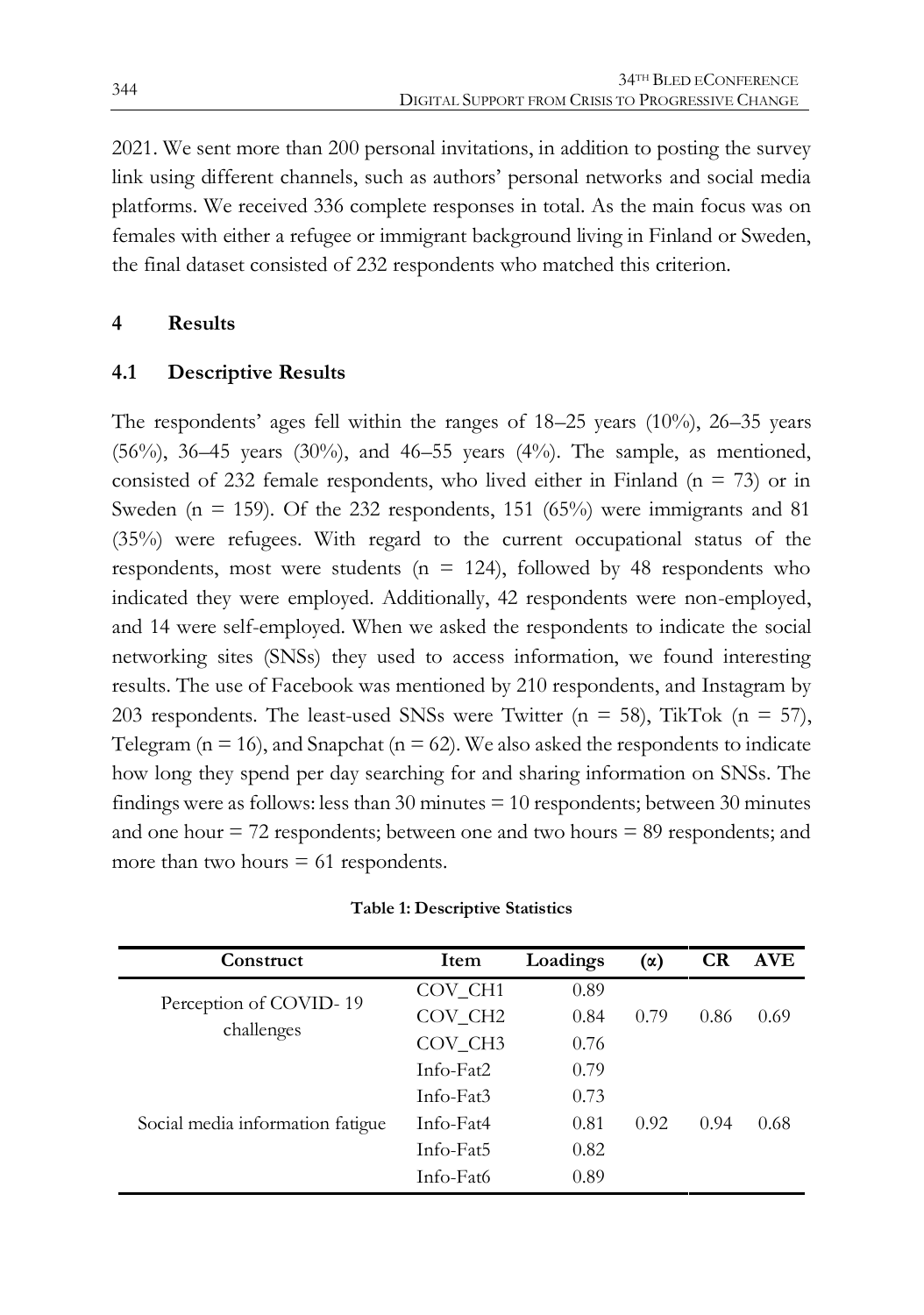2021. We sent more than 200 personal invitations, in addition to posting the survey link using different channels, such as authors' personal networks and social media platforms. We received 336 complete responses in total. As the main focus was on females with either a refugee or immigrant background living in Finland or Sweden, the final dataset consisted of 232 respondents who matched this criterion.

# 4 Results

## 4.1 Descriptive Results

The respondents' ages fell within the ranges of 18–25 years (10%), 26–35 years (56%), 36–45 years (30%), and 46–55 years (4%). The sample, as mentioned, consisted of 232 female respondents, who lived either in Finland (n = 73) or in Sweden (n = 159). Of the 232 respondents, 151 (65%) were immigrants and 81 (35%) were refugees. With regard to the current occupational status of the respondents, most were students (n = 124), followed by 48 respondents who indicated they were employed. Additionally, 42 respondents were non-employed, and 14 were self-employed. When we asked the respondents to indicate the social networking sites (SNSs) they used to access information, we found interesting results. The use of Facebook was mentioned by 210 respondents, and Instagram by 203 respondents. The least-used SNSs were Twitter (n = 58), TikTok (n = 57), Telegram (n = 16), and Snapchat (n = 62). We also asked the respondents to indicate how long they spend per day searching for and sharing information on SNSs. The findings were as follows: less than 30 minutes = 10 respondents; between 30 minutes and one hour = 72 respondents; between one and two hours = 89 respondents; and more than two hours = 61 respondents.

**Table 1: Descriptive Statistics**

| Construct | Item | Loadings | (α) | CR | AVE |
|---|---|---|---|---|---|
| Perception of COVID- 19 challenges | COV_CH1 | 0.89 | 0.79 | 0.86 | 0.69 |
| | COV_CH2 | 0.84 | | | |
| | COV_CH3 | 0.76 | | | |
| Social media information fatigue | Info-Fat2 | 0.79 | 0.92 | 0.94 | 0.68 |
| | Info-Fat3 | 0.73 | | | |
| | Info-Fat4 | 0.81 | | | |
| | Info-Fat5 | 0.82 | | | |
| | Info-Fat6 | 0.89 | | | |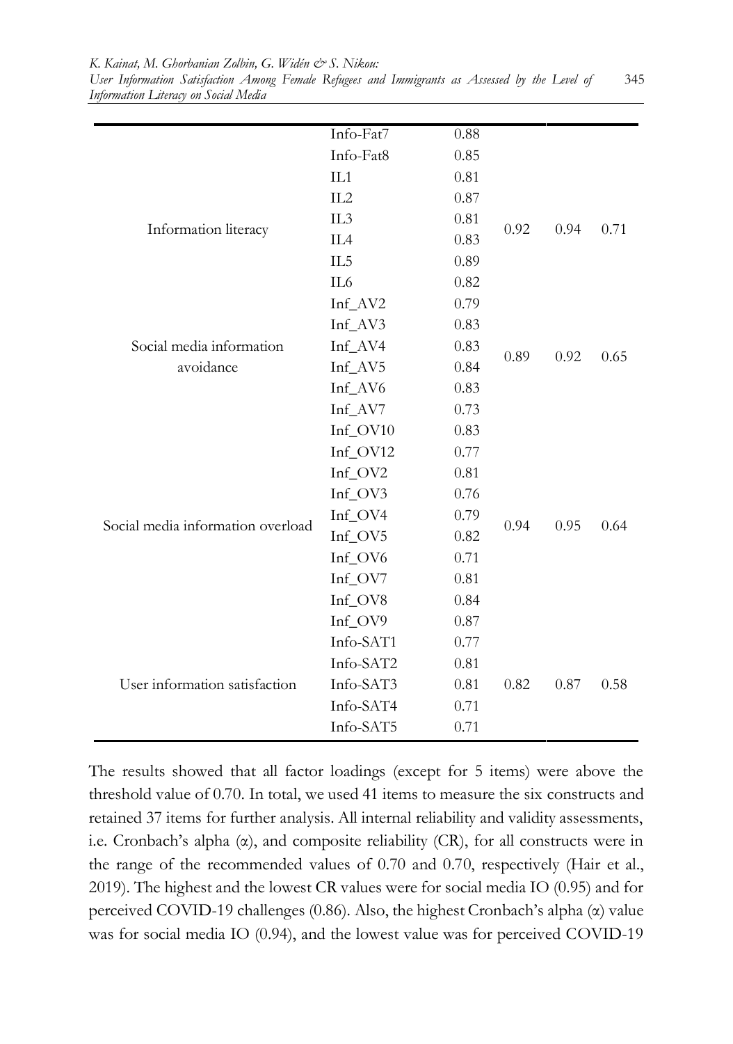| | | | | | |
|---|---|---|---|---|---|
| | Info-Fat7 | 0.88 | | | |
| | Info-Fat8 | 0.85 | | | |
| Information literacy | IL1 | 0.81 | 0.92 | 0.94 | 0.71 |
| | IL2 | 0.87 | | | |
| | IL3 | 0.81 | | | |
| | IL4 | 0.83 | | | |
| | IL5 | 0.89 | | | |
| | IL6 | 0.82 | | | |
| Social media information avoidance | Inf_AV2 | 0.79 | 0.89 | 0.92 | 0.65 |
| | Inf_AV3 | 0.83 | | | |
| | Inf_AV4 | 0.83 | | | |
| | Inf_AV5 | 0.84 | | | |
| | Inf_AV6 | 0.83 | | | |
| | Inf_AV7 | 0.73 | | | |
| Social media information overload | Inf_OV10 | 0.83 | 0.94 | 0.95 | 0.64 |
| | Inf_OV12 | 0.77 | | | |
| | Inf_OV2 | 0.81 | | | |
| | Inf_OV3 | 0.76 | | | |
| | Inf_OV4 | 0.79 | | | |
| | Inf_OV5 | 0.82 | | | |
| | Inf_OV6 | 0.71 | | | |
| | Inf_OV7 | 0.81 | | | |
| | Inf_OV8 | 0.84 | | | |
| | Inf_OV9 | 0.87 | | | |
| User information satisfaction | Info-SAT1 | 0.77 | 0.82 | 0.87 | 0.58 |
| | Info-SAT2 | 0.81 | | | |
| | Info-SAT3 | 0.81 | | | |
| | Info-SAT4 | 0.71 | | | |
| | Info-SAT5 | 0.71 | | | |

The results showed that all factor loadings (except for 5 items) were above the threshold value of 0.70. In total, we used 41 items to measure the six constructs and retained 37 items for further analysis. All internal reliability and validity assessments, i.e. Cronbach's alpha (α), and composite reliability (CR), for all constructs were in the range of the recommended values of 0.70 and 0.70, respectively (Hair et al., 2019). The highest and the lowest CR values were for social media IO (0.95) and for perceived COVID-19 challenges (0.86). Also, the highest Cronbach's alpha (α) value was for social media IO (0.94), and the lowest value was for perceived COVID-19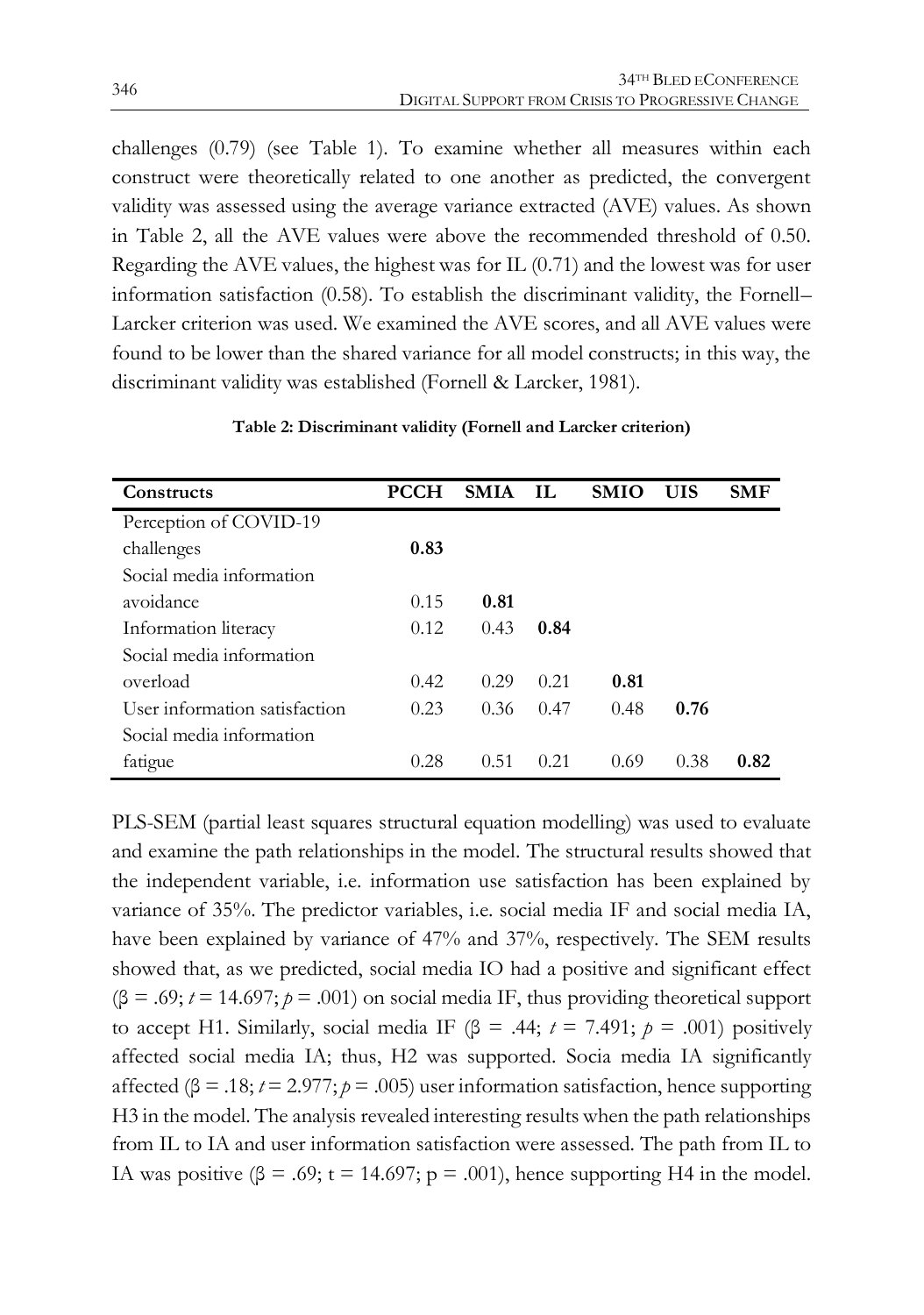challenges (0.79) (see Table 1). To examine whether all measures within each construct were theoretically related to one another as predicted, the convergent validity was assessed using the average variance extracted (AVE) values. As shown in Table 2, all the AVE values were above the recommended threshold of 0.50. Regarding the AVE values, the highest was for IL (0.71) and the lowest was for user information satisfaction (0.58). To establish the discriminant validity, the Fornell–Larcker criterion was used. We examined the AVE scores, and all AVE values were found to be lower than the shared variance for all model constructs; in this way, the discriminant validity was established (Fornell & Larcker, 1981).

**Table 2: Discriminant validity (Fornell and Larcker criterion)**

| Constructs | PCCH | SMIA | IL | SMIO | UIS | SMF |
|---|---|---|---|---|---|---|
| Perception of COVID-19 challenges | **0.83** | | | | | |
| Social media information avoidance | 0.15 | **0.81** | | | | |
| Information literacy | 0.12 | 0.43 | **0.84** | | | |
| Social media information overload | 0.42 | 0.29 | 0.21 | **0.81** | | |
| User information satisfaction | 0.23 | 0.36 | 0.47 | 0.48 | **0.76** | |
| Social media information fatigue | 0.28 | 0.51 | 0.21 | 0.69 | 0.38 | **0.82** |

PLS-SEM (partial least squares structural equation modelling) was used to evaluate and examine the path relationships in the model. The structural results showed that the independent variable, i.e. information use satisfaction has been explained by variance of 35%. The predictor variables, i.e. social media IF and social media IA, have been explained by variance of 47% and 37%, respectively. The SEM results showed that, as we predicted, social media IO had a positive and significant effect ($\beta = .69$; $t = 14.697$; $p = .001$) on social media IF, thus providing theoretical support to accept H1. Similarly, social media IF ($\beta = .44$; $t = 7.491$; $p = .001$) positively affected social media IA; thus, H2 was supported. Socia media IA significantly affected ($\beta = .18$; $t = 2.977$; $p = .005$) user information satisfaction, hence supporting H3 in the model. The analysis revealed interesting results when the path relationships from IL to IA and user information satisfaction were assessed. The path from IL to IA was positive ($\beta = .69$; $t = 14.697$; $p = .001$), hence supporting H4 in the model.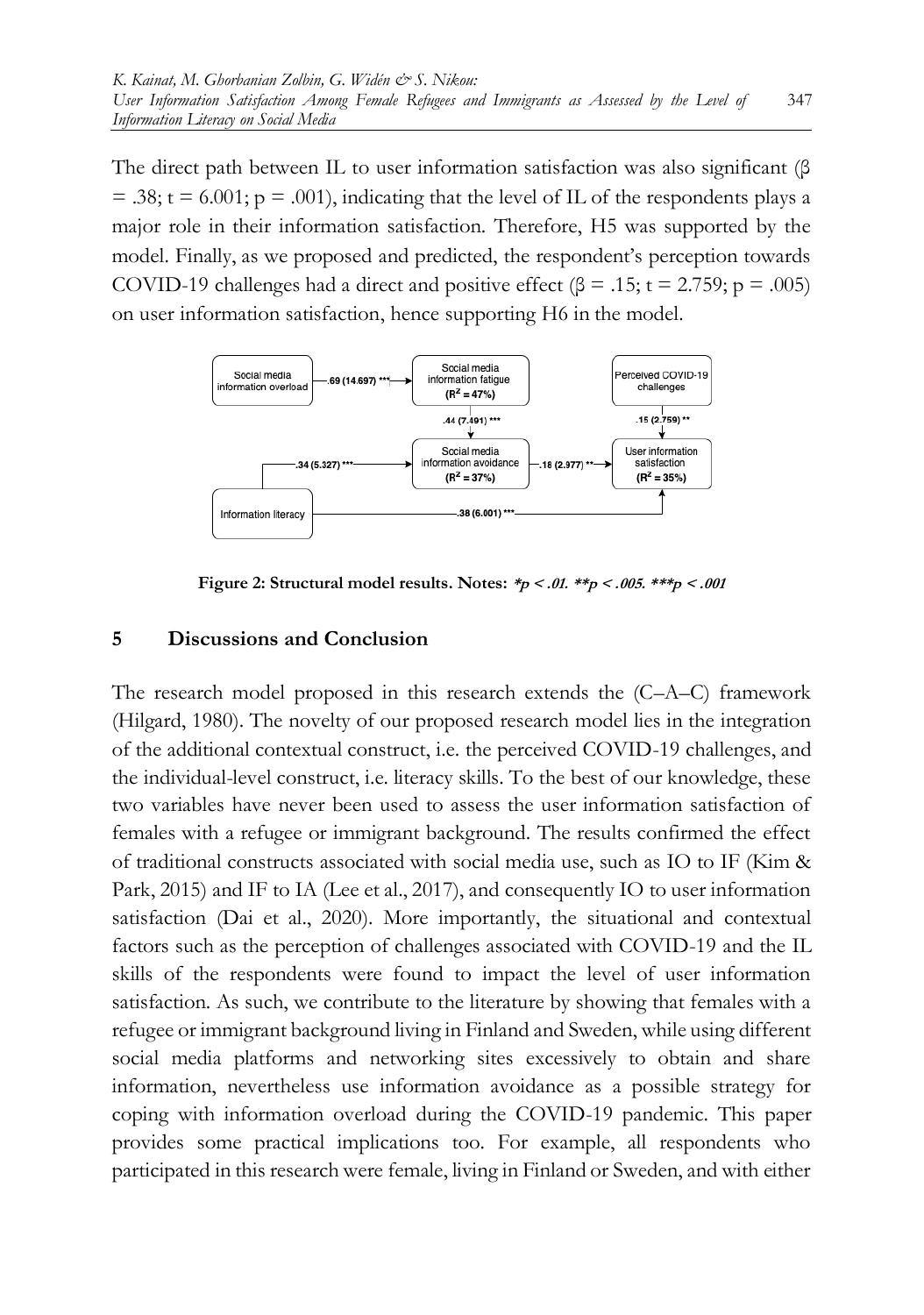The direct path between IL to user information satisfaction was also significant (β = .38; t = 6.001; p = .001), indicating that the level of IL of the respondents plays a major role in their information satisfaction. Therefore, H5 was supported by the model. Finally, as we proposed and predicted, the respondent's perception towards COVID-19 challenges had a direct and positive effect (β = .15; t = 2.759; p = .005) on user information satisfaction, hence supporting H6 in the model.

**Figure 2: Structural model results. Notes: *$p < .01$. **$p < .005$. ***$p < .001$***

## 5 Discussions and Conclusion

The research model proposed in this research extends the (C–A–C) framework (Hilgard, 1980). The novelty of our proposed research model lies in the integration of the additional contextual construct, i.e. the perceived COVID-19 challenges, and the individual-level construct, i.e. literacy skills. To the best of our knowledge, these two variables have never been used to assess the user information satisfaction of females with a refugee or immigrant background. The results confirmed the effect of traditional constructs associated with social media use, such as IO to IF (Kim & Park, 2015) and IF to IA (Lee et al., 2017), and consequently IO to user information satisfaction (Dai et al., 2020). More importantly, the situational and contextual factors such as the perception of challenges associated with COVID-19 and the IL skills of the respondents were found to impact the level of user information satisfaction. As such, we contribute to the literature by showing that females with a refugee or immigrant background living in Finland and Sweden, while using different social media platforms and networking sites excessively to obtain and share information, nevertheless use information avoidance as a possible strategy for coping with information overload during the COVID-19 pandemic. This paper provides some practical implications too. For example, all respondents who participated in this research were female, living in Finland or Sweden, and with either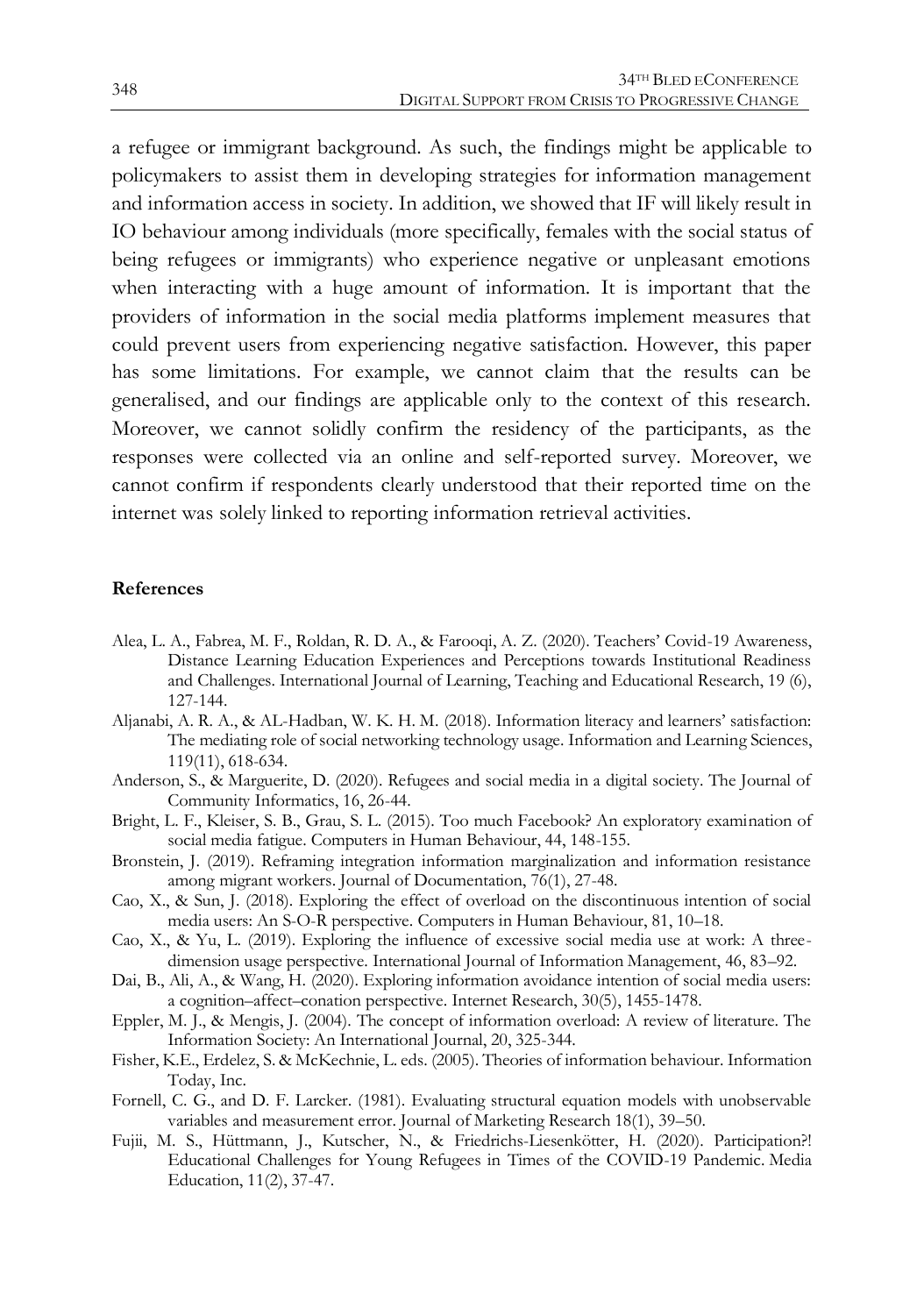a refugee or immigrant background. As such, the findings might be applicable to policymakers to assist them in developing strategies for information management and information access in society. In addition, we showed that IF will likely result in IO behaviour among individuals (more specifically, females with the social status of being refugees or immigrants) who experience negative or unpleasant emotions when interacting with a huge amount of information. It is important that the providers of information in the social media platforms implement measures that could prevent users from experiencing negative satisfaction. However, this paper has some limitations. For example, we cannot claim that the results can be generalised, and our findings are applicable only to the context of this research. Moreover, we cannot solidly confirm the residency of the participants, as the responses were collected via an online and self-reported survey. Moreover, we cannot confirm if respondents clearly understood that their reported time on the internet was solely linked to reporting information retrieval activities.

**References**

Alea, L. A., Fabrea, M. F., Roldan, R. D. A., & Farooqi, A. Z. (2020). Teachers' Covid-19 Awareness, Distance Learning Education Experiences and Perceptions towards Institutional Readiness and Challenges. International Journal of Learning, Teaching and Educational Research, 19 (6), 127-144.

Aljanabi, A. R. A., & AL-Hadban, W. K. H. M. (2018). Information literacy and learners' satisfaction: The mediating role of social networking technology usage. Information and Learning Sciences, 119(11), 618-634.

Anderson, S., & Marguerite, D. (2020). Refugees and social media in a digital society. The Journal of Community Informatics, 16, 26-44.

Bright, L. F., Kleiser, S. B., Grau, S. L. (2015). Too much Facebook? An exploratory examination of social media fatigue. Computers in Human Behaviour, 44, 148-155.

Bronstein, J. (2019). Reframing integration information marginalization and information resistance among migrant workers. Journal of Documentation, 76(1), 27-48.

Cao, X., & Sun, J. (2018). Exploring the effect of overload on the discontinuous intention of social media users: An S-O-R perspective. Computers in Human Behaviour, 81, 10–18.

Cao, X., & Yu, L. (2019). Exploring the influence of excessive social media use at work: A three-dimension usage perspective. International Journal of Information Management, 46, 83–92.

Dai, B., Ali, A., & Wang, H. (2020). Exploring information avoidance intention of social media users: a cognition–affect–conation perspective. Internet Research, 30(5), 1455-1478.

Eppler, M. J., & Mengis, J. (2004). The concept of information overload: A review of literature. The Information Society: An International Journal, 20, 325-344.

Fisher, K.E., Erdelez, S. & McKechnie, L. eds. (2005). Theories of information behaviour. Information Today, Inc.

Fornell, C. G., and D. F. Larcker. (1981). Evaluating structural equation models with unobservable variables and measurement error. Journal of Marketing Research 18(1), 39–50.

Fujii, M. S., Hüttmann, J., Kutscher, N., & Friedrichs-Liesenkötter, H. (2020). Participation?! Educational Challenges for Young Refugees in Times of the COVID-19 Pandemic. Media Education, 11(2), 37-47.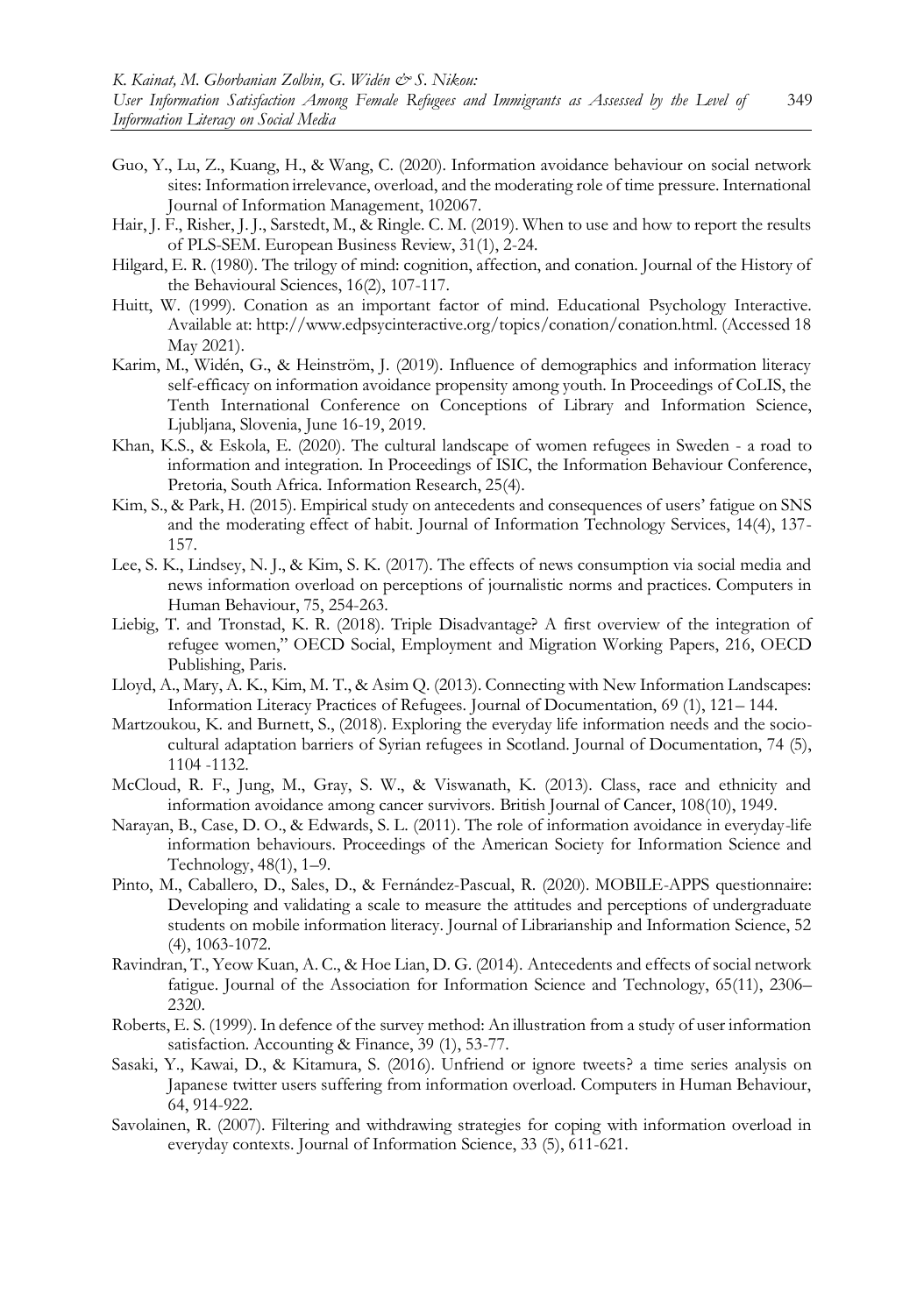Guo, Y., Lu, Z., Kuang, H., & Wang, C. (2020). Information avoidance behaviour on social network sites: Information irrelevance, overload, and the moderating role of time pressure. International Journal of Information Management, 102067.

Hair, J. F., Risher, J. J., Sarstedt, M., & Ringle. C. M. (2019). When to use and how to report the results of PLS-SEM. European Business Review, 31(1), 2-24.

Hilgard, E. R. (1980). The trilogy of mind: cognition, affection, and conation. Journal of the History of the Behavioural Sciences, 16(2), 107-117.

Huitt, W. (1999). Conation as an important factor of mind. Educational Psychology Interactive. Available at: http://www.edpsycinteractive.org/topics/conation/conation.html. (Accessed 18 May 2021).

Karim, M., Widén, G., & Heinström, J. (2019). Influence of demographics and information literacy self-efficacy on information avoidance propensity among youth. In Proceedings of CoLIS, the Tenth International Conference on Conceptions of Library and Information Science, Ljubljana, Slovenia, June 16-19, 2019.

Khan, K.S., & Eskola, E. (2020). The cultural landscape of women refugees in Sweden - a road to information and integration. In Proceedings of ISIC, the Information Behaviour Conference, Pretoria, South Africa. Information Research, 25(4).

Kim, S., & Park, H. (2015). Empirical study on antecedents and consequences of users' fatigue on SNS and the moderating effect of habit. Journal of Information Technology Services, 14(4), 137-157.

Lee, S. K., Lindsey, N. J., & Kim, S. K. (2017). The effects of news consumption via social media and news information overload on perceptions of journalistic norms and practices. Computers in Human Behaviour, 75, 254-263.

Liebig, T. and Tronstad, K. R. (2018). Triple Disadvantage? A first overview of the integration of refugee women," OECD Social, Employment and Migration Working Papers, 216, OECD Publishing, Paris.

Lloyd, A., Mary, A. K., Kim, M. T., & Asim Q. (2013). Connecting with New Information Landscapes: Information Literacy Practices of Refugees. Journal of Documentation, 69 (1), 121– 144.

Martzoukou, K. and Burnett, S., (2018). Exploring the everyday life information needs and the socio-cultural adaptation barriers of Syrian refugees in Scotland. Journal of Documentation, 74 (5), 1104 -1132.

McCloud, R. F., Jung, M., Gray, S. W., & Viswanath, K. (2013). Class, race and ethnicity and information avoidance among cancer survivors. British Journal of Cancer, 108(10), 1949.

Narayan, B., Case, D. O., & Edwards, S. L. (2011). The role of information avoidance in everyday-life information behaviours. Proceedings of the American Society for Information Science and Technology, 48(1), 1–9.

Pinto, M., Caballero, D., Sales, D., & Fernández-Pascual, R. (2020). MOBILE-APPS questionnaire: Developing and validating a scale to measure the attitudes and perceptions of undergraduate students on mobile information literacy. Journal of Librarianship and Information Science, 52 (4), 1063-1072.

Ravindran, T., Yeow Kuan, A. C., & Hoe Lian, D. G. (2014). Antecedents and effects of social network fatigue. Journal of the Association for Information Science and Technology, 65(11), 2306–2320.

Roberts, E. S. (1999). In defence of the survey method: An illustration from a study of user information satisfaction. Accounting & Finance, 39 (1), 53-77.

Sasaki, Y., Kawai, D., & Kitamura, S. (2016). Unfriend or ignore tweets? a time series analysis on Japanese twitter users suffering from information overload. Computers in Human Behaviour, 64, 914-922.

Savolainen, R. (2007). Filtering and withdrawing strategies for coping with information overload in everyday contexts. Journal of Information Science, 33 (5), 611-621.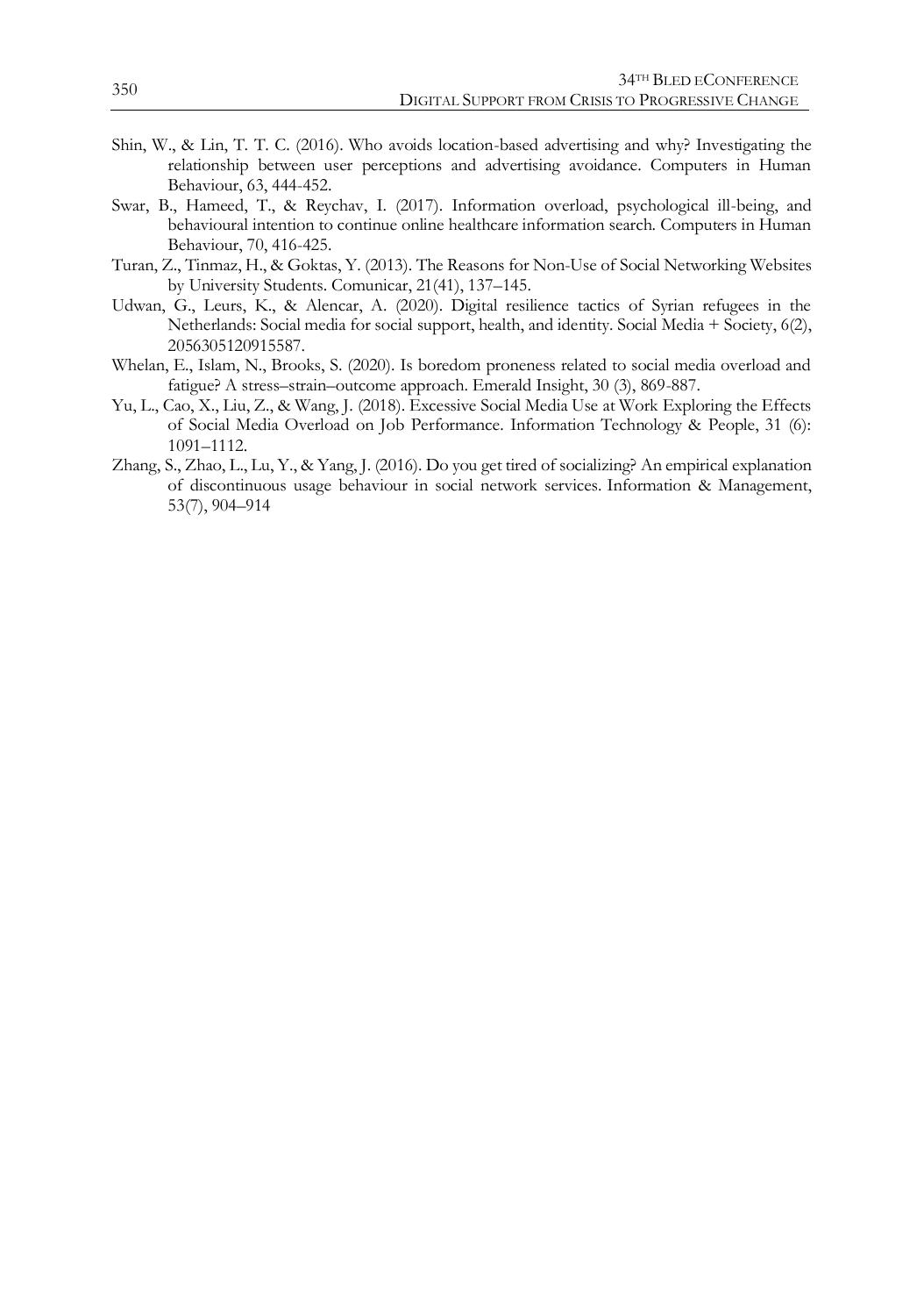Shin, W., & Lin, T. T. C. (2016). Who avoids location-based advertising and why? Investigating the relationship between user perceptions and advertising avoidance. Computers in Human Behaviour, 63, 444-452.

Swar, B., Hameed, T., & Reychav, I. (2017). Information overload, psychological ill-being, and behavioural intention to continue online healthcare information search. Computers in Human Behaviour, 70, 416-425.

Turan, Z., Tinmaz, H., & Goktas, Y. (2013). The Reasons for Non-Use of Social Networking Websites by University Students. Comunicar, 21(41), 137–145.

Udwan, G., Leurs, K., & Alencar, A. (2020). Digital resilience tactics of Syrian refugees in the Netherlands: Social media for social support, health, and identity. Social Media + Society, 6(2), 2056305120915587.

Whelan, E., Islam, N., Brooks, S. (2020). Is boredom proneness related to social media overload and fatigue? A stress–strain–outcome approach. Emerald Insight, 30 (3), 869-887.

Yu, L., Cao, X., Liu, Z., & Wang, J. (2018). Excessive Social Media Use at Work Exploring the Effects of Social Media Overload on Job Performance. Information Technology & People, 31 (6): 1091–1112.

Zhang, S., Zhao, L., Lu, Y., & Yang, J. (2016). Do you get tired of socializing? An empirical explanation of discontinuous usage behaviour in social network services. Information & Management, 53(7), 904–914